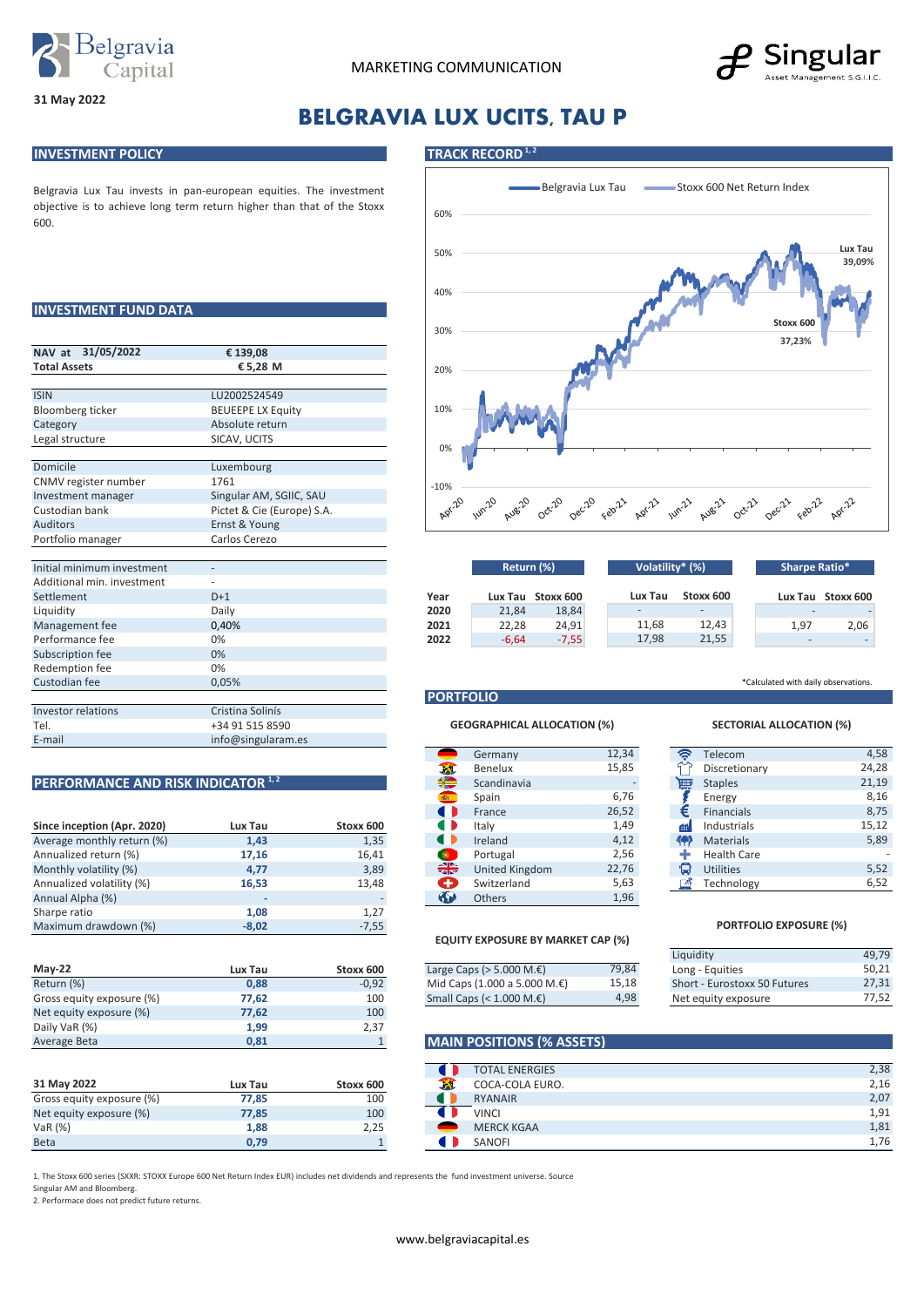31 May 2022

MARKETING COMMUNICATION

# BELGRAVIA LUX UCITS, TAU P

## INVESTMENT POLICY

Belgravia Lux Tau invests in pan-european equities. The investment objective is to achieve long term return higher than that of the Stoxx 600.

## INVESTMENT FUND DATA

| NAV at 31/05/2022 | € 139,08 |
|---|---|
| Total Assets | € 5,28 M |
| | |
| ISIN | LU2002524549 |
| Bloomberg ticker | BEUEEPE LX Equity |
| Category | Absolute return |
| Legal structure | SICAV, UCITS |
| | |
| Domicile | Luxembourg |
| CNMV register number | 1761 |
| Investment manager | Singular AM, SGIIC, SAU |
| Custodian bank | Pictet & Cie (Europe) S.A. |
| Auditors | Ernst & Young |
| Portfolio manager | Carlos Cerezo |
| | |
| Initial minimum investment | - |
| Additional min. investment | - |
| Settlement | D+1 |
| Liquidity | Daily |
| Management fee | 0,40% |
| Performance fee | 0% |
| Subscription fee | 0% |
| Redemption fee | 0% |
| Custodian fee | 0,05% |
| | |
| Investor relations | Cristina Solinís |
| Tel. | +34 91 515 8590 |
| E-mail | info@singularam.es |

## PERFORMANCE AND RISK INDICATOR [1, 2]

| Since inception (Apr. 2020) | Lux Tau | Stoxx 600 |
|---|---|---|
| Average monthly return (%) | 1,43 | 1,35 |
| Annualized return (%) | 17,16 | 16,41 |
| Monthly volatility (%) | 4,77 | 3,89 |
| Annualized volatility (%) | 16,53 | 13,48 |
| Annual Alpha (%) | - | - |
| Sharpe ratio | 1,08 | 1,27 |
| Maximum drawdown (%) | -8,02 | -7,55 |

| May-22 | Lux Tau | Stoxx 600 |
|---|---|---|
| Return (%) | 0,88 | -0,92 |
| Gross equity exposure (%) | 77,62 | 100 |
| Net equity exposure (%) | 77,62 | 100 |
| Daily VaR (%) | 1,99 | 2,37 |
| Average Beta | 0,81 | 1 |

| 31 May 2022 | Lux Tau | Stoxx 600 |
|---|---|---|
| Gross equity exposure (%) | 77,85 | 100 |
| Net equity exposure (%) | 77,85 | 100 |
| VaR (%) | 1,88 | 2,25 |
| Beta | 0,79 | 1 |

## TRACK RECORD [1, 2]

Belgravia Lux Tau — Stoxx 600 Net Return Index

Lux Tau 39,09%; Stoxx 600 37,23%

| Year | Return (%) Lux Tau | Return (%) Stoxx 600 | Volatility* (%) Lux Tau | Volatility* (%) Stoxx 600 | Sharpe Ratio* Lux Tau | Sharpe Ratio* Stoxx 600 |
|---|---|---|---|---|---|---|
| 2020 | 21,84 | 18,84 | - | - | - | - |
| 2021 | 22,28 | 24,91 | 11,68 | 12,43 | 1,97 | 2,06 |
| 2022 | -6,64 | -7,55 | 17,98 | 21,55 | - | - |

*Calculated with daily observations.

## PORTFOLIO

### GEOGRAPHICAL ALLOCATION (%)

| Country | % |
|---|---|
| Germany | 12,34 |
| Benelux | 15,85 |
| Scandinavia | - |
| Spain | 6,76 |
| France | 26,52 |
| Italy | 1,49 |
| Ireland | 4,12 |
| Portugal | 2,56 |
| United Kingdom | 22,76 |
| Switzerland | 5,63 |
| Others | 1,96 |

### SECTORIAL ALLOCATION (%)

| Sector | % |
|---|---|
| Telecom | 4,58 |
| Discretionary | 24,28 |
| Staples | 21,19 |
| Energy | 8,16 |
| Financials | 8,75 |
| Industrials | 15,12 |
| Materials | 5,89 |
| Health Care | - |
| Utilities | 5,52 |
| Technology | 6,52 |

### EQUITY EXPOSURE BY MARKET CAP (%)

| Market cap | % |
|---|---|
| Large Caps (> 5.000 M.€) | 79,84 |
| Mid Caps (1.000 a 5.000 M.€) | 15,18 |
| Small Caps (< 1.000 M.€) | 4,98 |

### PORTFOLIO EXPOSURE (%)

| Exposure | % |
|---|---|
| Liquidity | 49,79 |
| Long - Equities | 50,21 |
| Short - Eurostoxx 50 Futures | 27,31 |
| Net equity exposure | 77,52 |

## MAIN POSITIONS (% ASSETS)

| Position | % |
|---|---|
| TOTAL ENERGIES | 2,38 |
| COCA-COLA EURO. | 2,16 |
| RYANAIR | 2,07 |
| VINCI | 1,91 |
| MERCK KGAA | 1,81 |
| SANOFI | 1,76 |

1. The Stoxx 600 series (SXXR: STOXX Europe 600 Net Return Index EUR) includes net dividends and represents the fund investment universe. Source Singular AM and Bloomberg.
2. Performace does not predict future returns.

www.belgraviacapital.es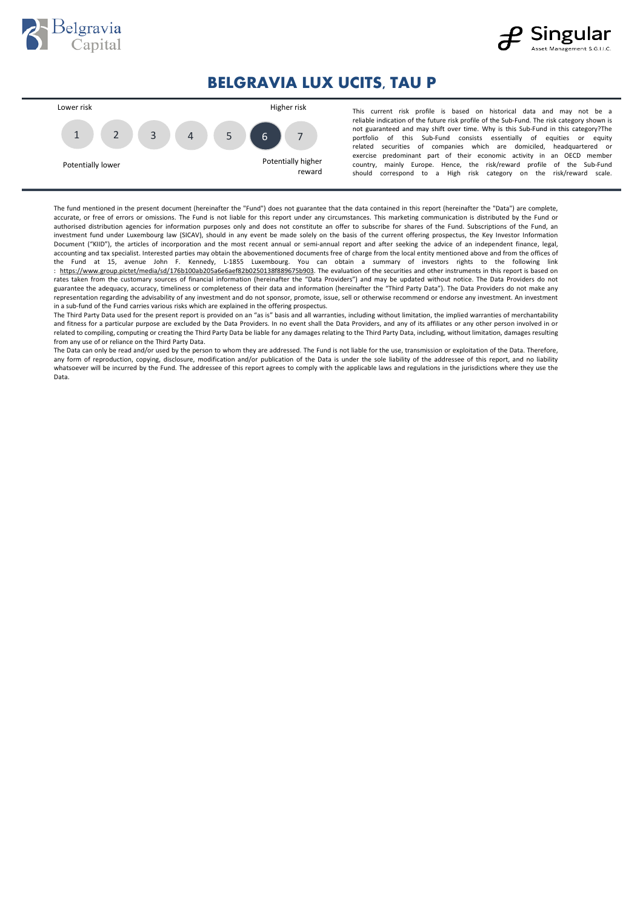# BELGRAVIA LUX UCITS, TAU P

Lower risk | Higher risk

1 2 3 4 5 **6** 7

Potentially lower | Potentially higher reward

This current risk profile is based on historical data and may not be a reliable indication of the future risk profile of the Sub-Fund. The risk category shown is not guaranteed and may shift over time. Why is this Sub-Fund in this category?The portfolio of this Sub-Fund consists essentially of equities or equity related securities of companies which are domiciled, headquartered or exercise predominant part of their economic activity in an OECD member country, mainly Europe. Hence, the risk/reward profile of the Sub-Fund should correspond to a High risk category on the risk/reward scale.

The fund mentioned in the present document (hereinafter the "Fund") does not guarantee that the data contained in this report (hereinafter the "Data") are complete, accurate, or free of errors or omissions. The Fund is not liable for this report under any circumstances. This marketing communication is distributed by the Fund or authorised distribution agencies for information purposes only and does not constitute an offer to subscribe for shares of the Fund. Subscriptions of the Fund, an investment fund under Luxembourg law (SICAV), should in any event be made solely on the basis of the current offering prospectus, the Key Investor Information Document ("KIID"), the articles of incorporation and the most recent annual or semi-annual report and after seeking the advice of an independent finance, legal, accounting and tax specialist. Interested parties may obtain the abovementioned documents free of charge from the local entity mentioned above and from the offices of the Fund at 15, avenue John F. Kennedy, L-1855 Luxembourg. You can obtain a summary of investors rights to the following link : https://www.group.pictet/media/sd/176b100ab205a6e6aef82b0250138f889675b903. The evaluation of the securities and other instruments in this report is based on rates taken from the customary sources of financial information (hereinafter the "Data Providers") and may be updated without notice. The Data Providers do not guarantee the adequacy, accuracy, timeliness or completeness of their data and information (hereinafter the "Third Party Data"). The Data Providers do not make any representation regarding the advisability of any investment and do not sponsor, promote, issue, sell or otherwise recommend or endorse any investment. An investment in a sub-fund of the Fund carries various risks which are explained in the offering prospectus.

The Third Party Data used for the present report is provided on an "as is" basis and all warranties, including without limitation, the implied warranties of merchantability and fitness for a particular purpose are excluded by the Data Providers. In no event shall the Data Providers, and any of its affiliates or any other person involved in or related to compiling, computing or creating the Third Party Data be liable for any damages relating to the Third Party Data, including, without limitation, damages resulting from any use of or reliance on the Third Party Data.

The Data can only be read and/or used by the person to whom they are addressed. The Fund is not liable for the use, transmission or exploitation of the Data. Therefore, any form of reproduction, copying, disclosure, modification and/or publication of the Data is under the sole liability of the addressee of this report, and no liability whatsoever will be incurred by the Fund. The addressee of this report agrees to comply with the applicable laws and regulations in the jurisdictions where they use the Data.